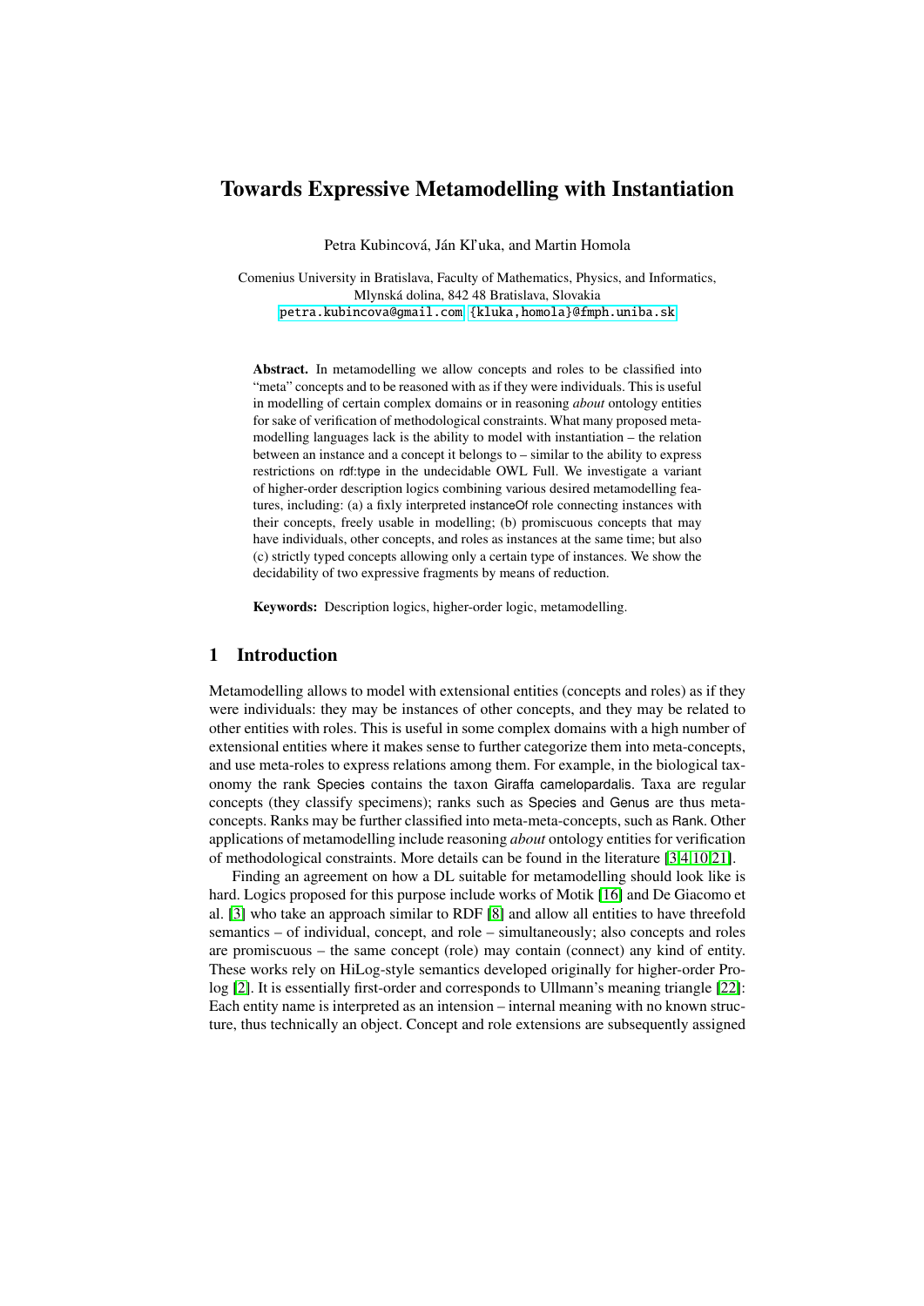# Towards Expressive Metamodelling with Instantiation

Petra Kubincová, Ján Kľuka, and Martin Homola

Comenius University in Bratislava, Faculty of Mathematics, Physics, and Informatics,
Mlynská dolina, 842 48 Bratislava, Slovakia
petra.kubincova@gmail.com {kluka,homola}@fmph.uniba.sk

**Abstract.** In metamodelling we allow concepts and roles to be classified into "meta" concepts and to be reasoned with as if they were individuals. This is useful in modelling of certain complex domains or in reasoning *about* ontology entities for sake of verification of methodological constraints. What many proposed metamodelling languages lack is the ability to model with instantiation – the relation between an instance and a concept it belongs to – similar to the ability to express restrictions on rdf:type in the undecidable OWL Full. We investigate a variant of higher-order description logics combining various desired metamodelling features, including: (a) a fixly interpreted instanceOf role connecting instances with their concepts, freely usable in modelling; (b) promiscuous concepts that may have individuals, other concepts, and roles as instances at the same time; but also (c) strictly typed concepts allowing only a certain type of instances. We show the decidability of two expressive fragments by means of reduction.

**Keywords:** Description logics, higher-order logic, metamodelling.

## 1 Introduction

Metamodelling allows to model with extensional entities (concepts and roles) as if they were individuals: they may be instances of other concepts, and they may be related to other entities with roles. This is useful in some complex domains with a high number of extensional entities where it makes sense to further categorize them into meta-concepts, and use meta-roles to express relations among them. For example, in the biological taxonomy the rank Species contains the taxon Giraffa camelopardalis. Taxa are regular concepts (they classify specimens); ranks such as Species and Genus are thus meta-concepts. Ranks may be further classified into meta-meta-concepts, such as Rank. Other applications of metamodelling include reasoning *about* ontology entities for verification of methodological constraints. More details can be found in the literature [3,4,10,21].

Finding an agreement on how a DL suitable for metamodelling should look like is hard. Logics proposed for this purpose include works of Motik [16] and De Giacomo et al. [3] who take an approach similar to RDF [8] and allow all entities to have threefold semantics – of individual, concept, and role – simultaneously; also concepts and roles are promiscuous – the same concept (role) may contain (connect) any kind of entity. These works rely on HiLog-style semantics developed originally for higher-order Prolog [2]. It is essentially first-order and corresponds to Ullmann's meaning triangle [22]: Each entity name is interpreted as an intension – internal meaning with no known structure, thus technically an object. Concept and role extensions are subsequently assigned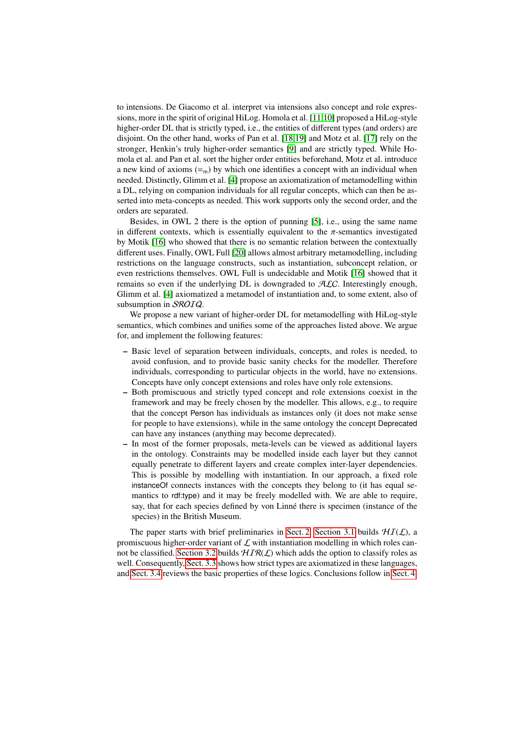to intensions. De Giacomo et al. interpret via intensions also concept and role expressions, more in the spirit of original HiLog. Homola et al. [11,10] proposed a HiLog-style higher-order DL that is strictly typed, i.e., the entities of different types (and orders) are disjoint. On the other hand, works of Pan et al. [18,19] and Motz et al. [17] rely on the stronger, Henkin's truly higher-order semantics [9] and are strictly typed. While Homola et al. and Pan et al. sort the higher order entities beforehand, Motz et al. introduce a new kind of axioms ($=_\mathsf{m}$) by which one identifies a concept with an individual when needed. Distinctly, Glimm et al. [4] propose an axiomatization of metamodelling within a DL, relying on companion individuals for all regular concepts, which can then be asserted into meta-concepts as needed. This work supports only the second order, and the orders are separated.

Besides, in OWL 2 there is the option of punning [5], i.e., using the same name in different contexts, which is essentially equivalent to the $\pi$-semantics investigated by Motik [16] who showed that there is no semantic relation between the contextually different uses. Finally, OWL Full [20] allows almost arbitrary metamodelling, including restrictions on the language constructs, such as instantiation, subconcept relation, or even restrictions themselves. OWL Full is undecidable and Motik [16] showed that it remains so even if the underlying DL is downgraded to $\mathcal{ALC}$. Interestingly enough, Glimm et al. [4] axiomatized a metamodel of instantiation and, to some extent, also of subsumption in $\mathcal{SROIQ}$.

We propose a new variant of higher-order DL for metamodelling with HiLog-style semantics, which combines and unifies some of the approaches listed above. We argue for, and implement the following features:

- Basic level of separation between individuals, concepts, and roles is needed, to avoid confusion, and to provide basic sanity checks for the modeller. Therefore individuals, corresponding to particular objects in the world, have no extensions. Concepts have only concept extensions and roles have only role extensions.
- Both promiscuous and strictly typed concept and role extensions coexist in the framework and may be freely chosen by the modeller. This allows, e.g., to require that the concept Person has individuals as instances only (it does not make sense for people to have extensions), while in the same ontology the concept Deprecated can have any instances (anything may become deprecated).
- In most of the former proposals, meta-levels can be viewed as additional layers in the ontology. Constraints may be modelled inside each layer but they cannot equally penetrate to different layers and create complex inter-layer dependencies. This is possible by modelling with instantiation. In our approach, a fixed role instanceOf connects instances with the concepts they belong to (it has equal semantics to rdf:type) and it may be freely modelled with. We are able to require, say, that for each species defined by von Linné there is specimen (instance of the species) in the British Museum.

The paper starts with brief preliminaries in Sect. 2. Section 3.1 builds $\mathcal{HI}(\mathcal{L})$, a promiscuous higher-order variant of $\mathcal{L}$ with instantiation modelling in which roles cannot be classified. Section 3.2 builds $\mathcal{HIR}(\mathcal{L})$ which adds the option to classify roles as well. Consequently, Sect. 3.3 shows how strict types are axiomatized in these languages, and Sect. 3.4 reviews the basic properties of these logics. Conclusions follow in Sect. 4.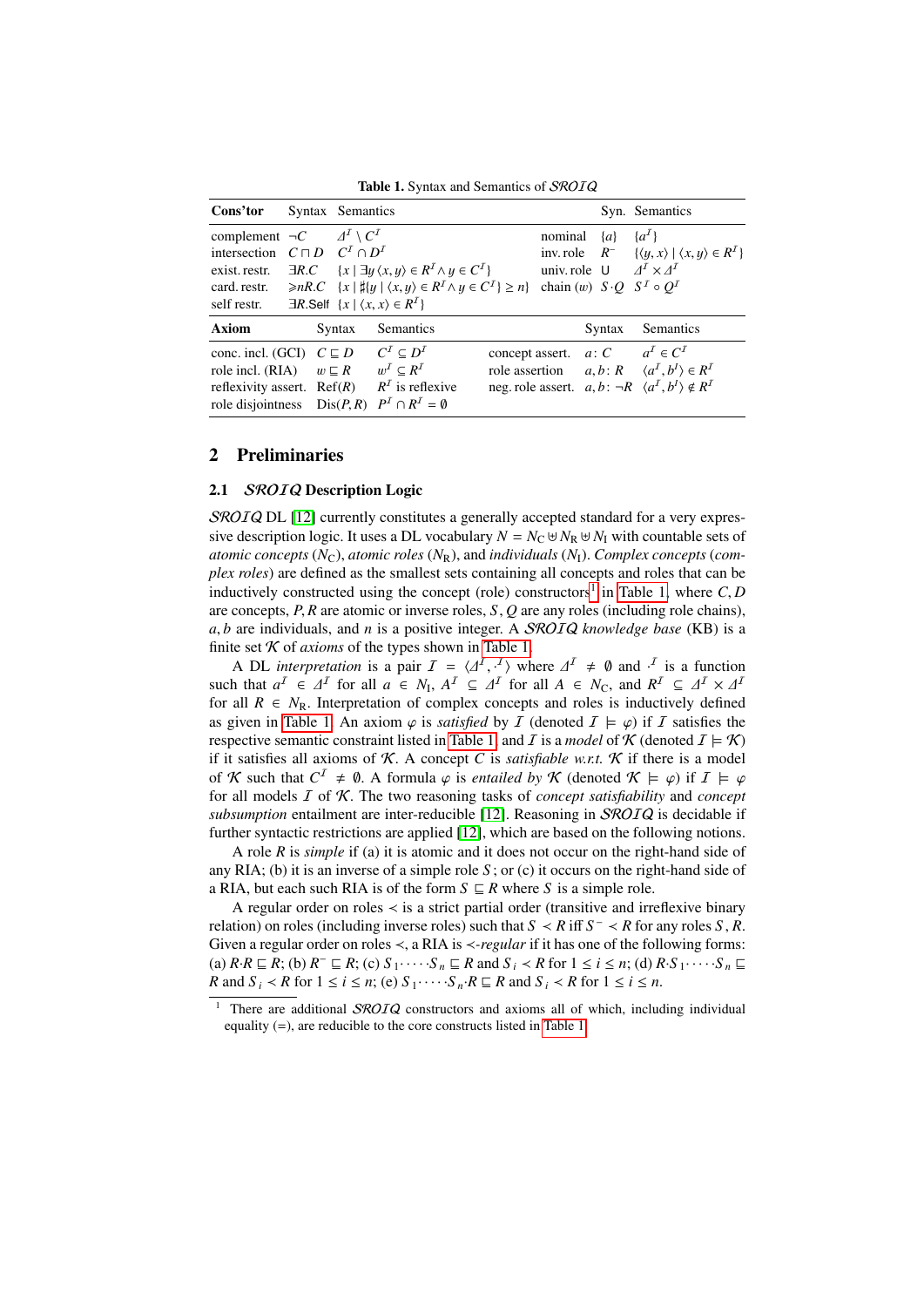**Table 1.** Syntax and Semantics of $\mathcal{SROIQ}$

| **Cons'tor** | Syntax | Semantics | | Syn. | Semantics |
|---|---|---|---|---|---|
| complement | $\neg C$ | $\Delta^{\mathcal{I}} \setminus C^{\mathcal{I}}$ | nominal | $\{a\}$ | $\{a^{\mathcal{I}}\}$ |
| intersection | $C \sqcap D$ | $C^{\mathcal{I}} \cap D^{\mathcal{I}}$ | inv. role | $R^{-}$ | $\{\langle y, x\rangle \mid \langle x, y\rangle \in R^{\mathcal{I}}\}$ |
| exist. restr. | $\exists R.C$ | $\{x \mid \exists y \langle x, y\rangle \in R^{\mathcal{I}} \wedge y \in C^{\mathcal{I}}\}$ | univ. role | $\mathsf{U}$ | $\Delta^{\mathcal{I}} \times \Delta^{\mathcal{I}}$ |
| card. restr. | $\geqslant nR.C$ | $\{x \mid \sharp\{y \mid \langle x, y\rangle \in R^{\mathcal{I}} \wedge y \in C^{\mathcal{I}}\} \geq n\}$ | chain $(w)$ | $S \cdot Q$ | $S^{\mathcal{I}} \circ Q^{\mathcal{I}}$ |
| self restr. | $\exists R.\mathsf{Self}$ | $\{x \mid \langle x, x\rangle \in R^{\mathcal{I}}\}$ | | | |

| **Axiom** | Syntax | Semantics | | Syntax | Semantics |
|---|---|---|---|---|---|
| conc. incl. (GCI) | $C \sqsubseteq D$ | $C^{\mathcal{I}} \subseteq D^{\mathcal{I}}$ | concept assert. | $a\colon C$ | $a^{\mathcal{I}} \in C^{\mathcal{I}}$ |
| role incl. (RIA) | $w \sqsubseteq R$ | $w^{\mathcal{I}} \subseteq R^{\mathcal{I}}$ | role assertion | $a, b\colon R$ | $\langle a^{\mathcal{I}}, b^{\mathcal{I}}\rangle \in R^{\mathcal{I}}$ |
| reflexivity assert. | $\mathrm{Ref}(R)$ | $R^{\mathcal{I}}$ is reflexive | neg. role assert. | $a, b\colon \neg R$ | $\langle a^{\mathcal{I}}, b^{\mathcal{I}}\rangle \notin R^{\mathcal{I}}$ |
| role disjointness | $\mathrm{Dis}(P, R)$ | $P^{\mathcal{I}} \cap R^{\mathcal{I}} = \emptyset$ | | | |

## 2 Preliminaries

### 2.1 $\mathcal{SROIQ}$ Description Logic

$\mathcal{SROIQ}$ DL [12] currently constitutes a generally accepted standard for a very expressive description logic. It uses a DL vocabulary $N = N_{\mathrm{C}} \uplus N_{\mathrm{R}} \uplus N_{\mathrm{I}}$ with countable sets of *atomic concepts* ($N_{\mathrm{C}}$), *atomic roles* ($N_{\mathrm{R}}$), and *individuals* ($N_{\mathrm{I}}$). *Complex concepts* (*complex roles*) are defined as the smallest sets containing all concepts and roles that can be inductively constructed using the concept (role) constructors[1] in Table 1, where $C, D$ are concepts, $P, R$ are atomic or inverse roles, $S, Q$ are any roles (including role chains), $a, b$ are individuals, and $n$ is a positive integer. A $\mathcal{SROIQ}$ *knowledge base* (KB) is a finite set $\mathcal{K}$ of *axioms* of the types shown in Table 1.

A DL *interpretation* is a pair $\mathcal{I} = \langle \Delta^{\mathcal{I}}, \cdot^{\mathcal{I}} \rangle$ where $\Delta^{\mathcal{I}} \neq \emptyset$ and $\cdot^{\mathcal{I}}$ is a function such that $a^{\mathcal{I}} \in \Delta^{\mathcal{I}}$ for all $a \in N_{\mathrm{I}}$, $A^{\mathcal{I}} \subseteq \Delta^{\mathcal{I}}$ for all $A \in N_{\mathrm{C}}$, and $R^{\mathcal{I}} \subseteq \Delta^{\mathcal{I}} \times \Delta^{\mathcal{I}}$ for all $R \in N_{\mathrm{R}}$. Interpretation of complex concepts and roles is inductively defined as given in Table 1. An axiom $\varphi$ is *satisfied* by $\mathcal{I}$ (denoted $\mathcal{I} \models \varphi$) if $\mathcal{I}$ satisfies the respective semantic constraint listed in Table 1 and $\mathcal{I}$ is a *model* of $\mathcal{K}$ (denoted $\mathcal{I} \models \mathcal{K}$) if it satisfies all axioms of $\mathcal{K}$. A concept $C$ is *satisfiable w.r.t.* $\mathcal{K}$ if there is a model of $\mathcal{K}$ such that $C^{\mathcal{I}} \neq \emptyset$. A formula $\varphi$ is *entailed by* $\mathcal{K}$ (denoted $\mathcal{K} \models \varphi$) if $\mathcal{I} \models \varphi$ for all models $\mathcal{I}$ of $\mathcal{K}$. The two reasoning tasks of *concept satisfiability* and *concept subsumption* entailment are inter-reducible [12]. Reasoning in $\mathcal{SROIQ}$ is decidable if further syntactic restrictions are applied [12], which are based on the following notions.

A role $R$ is *simple* if (a) it is atomic and it does not occur on the right-hand side of any RIA; (b) it is an inverse of a simple role $S$; or (c) it occurs on the right-hand side of a RIA, but each such RIA is of the form $S \sqsubseteq R$ where $S$ is a simple role.

A regular order on roles $\prec$ is a strict partial order (transitive and irreflexive binary relation) on roles (including inverse roles) such that $S \prec R$ iff $S^{-} \prec R$ for any roles $S, R$. Given a regular order on roles $\prec$, a RIA is $\prec$*-regular* if it has one of the following forms: (a) $R{\cdot}R \sqsubseteq R$; (b) $R^{-} \sqsubseteq R$; (c) $S_1 \cdot \dots \cdot S_n \sqsubseteq R$ and $S_i \prec R$ for $1 \leq i \leq n$; (d) $R{\cdot}S_1 \cdot \dots \cdot S_n \sqsubseteq R$ and $S_i \prec R$ for $1 \leq i \leq n$; (e) $S_1 \cdot \dots \cdot S_n{\cdot}R \sqsubseteq R$ and $S_i \prec R$ for $1 \leq i \leq n$.

[1] There are additional $\mathcal{SROIQ}$ constructors and axioms all of which, including individual equality ($=$), are reducible to the core constructs listed in Table 1.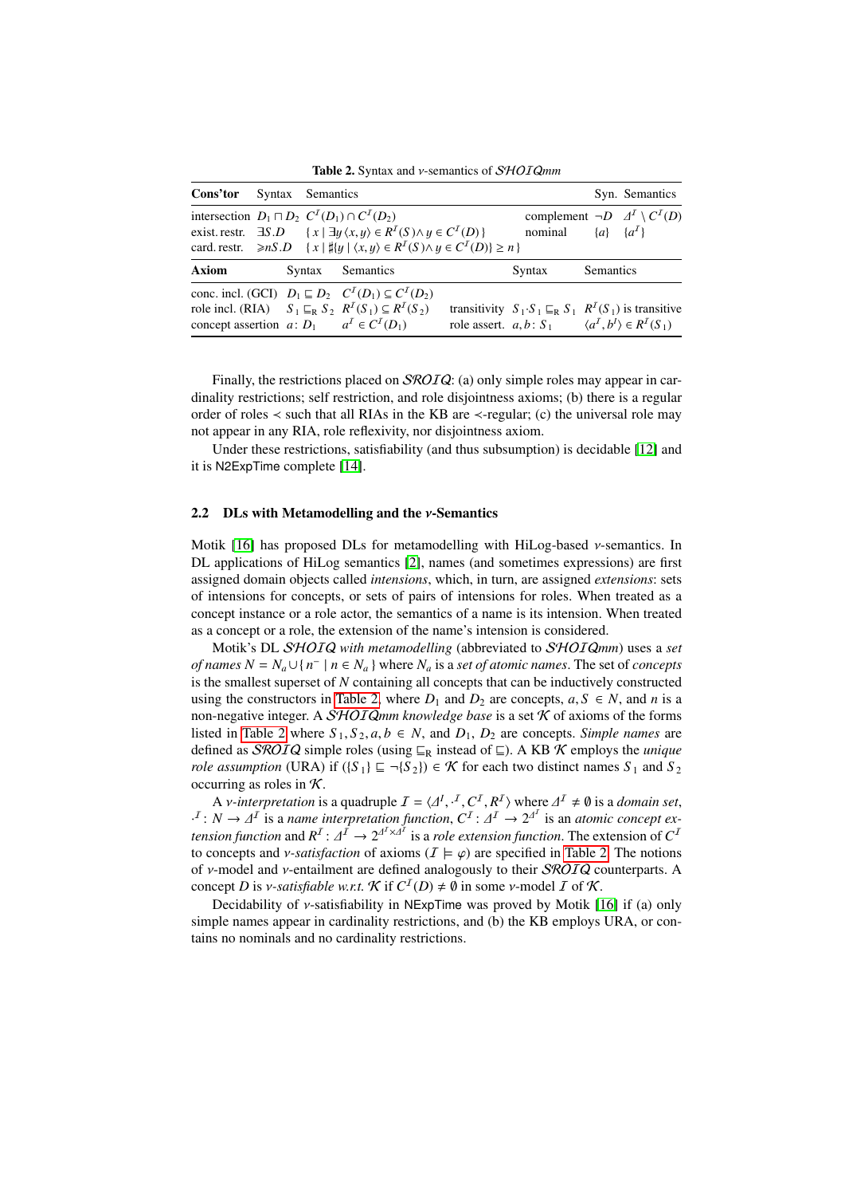**Table 2.** Syntax and $\nu$-semantics of $\mathcal{SHOIQ}mm$

| **Cons'tor** | Syntax | Semantics | | Syn. | Semantics |
|---|---|---|---|---|---|
| intersection | $D_1 \sqcap D_2$ | $C^{\mathcal{I}}(D_1) \cap C^{\mathcal{I}}(D_2)$ | complement | $\neg D$ | $\Delta^{\mathcal{I}} \setminus C^{\mathcal{I}}(D)$ |
| exist. restr. | $\exists S.D$ | $\{ x \mid \exists y \, \langle x, y\rangle \in R^{\mathcal{I}}(S) \wedge y \in C^{\mathcal{I}}(D) \}$ | nominal | $\{a\}$ | $\{a^{\mathcal{I}}\}$ |
| card. restr. | $\geqslant nS.D$ | $\{ x \mid \sharp\{y \mid \langle x, y\rangle \in R^{\mathcal{I}}(S) \wedge y \in C^{\mathcal{I}}(D)\} \geq n \}$ | | | |
| **Axiom** | Syntax | Semantics | | Syntax | Semantics |
| conc. incl. (GCI) | $D_1 \sqsubseteq D_2$ | $C^{\mathcal{I}}(D_1) \subseteq C^{\mathcal{I}}(D_2)$ | | | |
| role incl. (RIA) | $S_1 \sqsubseteq_{\mathrm{R}} S_2$ | $R^{\mathcal{I}}(S_1) \subseteq R^{\mathcal{I}}(S_2)$ | transitivity | $S_1 \cdot S_1 \sqsubseteq_{\mathrm{R}} S_1$ | $R^{\mathcal{I}}(S_1)$ is transitive |
| concept assertion | $a : D_1$ | $a^{\mathcal{I}} \in C^{\mathcal{I}}(D_1)$ | role assert. | $a, b : S_1$ | $\langle a^{\mathcal{I}}, b^{\mathcal{I}}\rangle \in R^{\mathcal{I}}(S_1)$ |

Finally, the restrictions placed on $\mathcal{SROIQ}$: (a) only simple roles may appear in cardinality restrictions; self restriction, and role disjointness axioms; (b) there is a regular order of roles $\prec$ such that all RIAs in the KB are $\prec$-regular; (c) the universal role may not appear in any RIA, role reflexivity, nor disjointness axiom.

Under these restrictions, satisfiability (and thus subsumption) is decidable [12] and it is N2ExpTime complete [14].

### 2.2 DLs with Metamodelling and the $\nu$-Semantics

Motik [16] has proposed DLs for metamodelling with HiLog-based $\nu$-semantics. In DL applications of HiLog semantics [2], names (and sometimes expressions) are first assigned domain objects called *intensions*, which, in turn, are assigned *extensions*: sets of intensions for concepts, or sets of pairs of intensions for roles. When treated as a concept instance or a role actor, the semantics of a name is its intension. When treated as a concept or a role, the extension of the name's intension is considered.

Motik's DL $\mathcal{SHOIQ}$ *with metamodelling* (abbreviated to $\mathcal{SHOIQ}mm$) uses a *set of names* $N = N_a \cup \{ n^- \mid n \in N_a \}$ where $N_a$ is a *set of atomic names*. The set of *concepts* is the smallest superset of $N$ containing all concepts that can be inductively constructed using the constructors in Table 2, where $D_1$ and $D_2$ are concepts, $a, S \in N$, and $n$ is a non-negative integer. A $\mathcal{SHOIQ}mm$ *knowledge base* is a set $\mathcal{K}$ of axioms of the forms listed in Table 2 where $S_1, S_2, a, b \in N$, and $D_1$, $D_2$ are concepts. *Simple names* are defined as $\mathcal{SROIQ}$ simple roles (using $\sqsubseteq_{\mathrm{R}}$ instead of $\sqsubseteq$). A KB $\mathcal{K}$ employs the *unique role assumption* (URA) if $(\{S_1\} \sqsubseteq \neg\{S_2\}) \in \mathcal{K}$ for each two distinct names $S_1$ and $S_2$ occurring as roles in $\mathcal{K}$.

A $\nu$-*interpretation* is a quadruple $\mathcal{I} = \langle \Delta^{\mathcal{I}}, \cdot^{\mathcal{I}}, C^{\mathcal{I}}, R^{\mathcal{I}} \rangle$ where $\Delta^{\mathcal{I}} \neq \emptyset$ is a *domain set*, $\cdot^{\mathcal{I}} : N \to \Delta^{\mathcal{I}}$ is a *name interpretation function*, $C^{\mathcal{I}} : \Delta^{\mathcal{I}} \to 2^{\Delta^{\mathcal{I}}}$ is an *atomic concept extension function* and $R^{\mathcal{I}} : \Delta^{\mathcal{I}} \to 2^{\Delta^{\mathcal{I}} \times \Delta^{\mathcal{I}}}$ is a *role extension function*. The extension of $C^{\mathcal{I}}$ to concepts and $\nu$-*satisfaction* of axioms ($\mathcal{I} \models \varphi$) are specified in Table 2. The notions of $\nu$-model and $\nu$-entailment are defined analogously to their $\mathcal{SROIQ}$ counterparts. A concept $D$ is $\nu$-*satisfiable w.r.t.* $\mathcal{K}$ if $C^{\mathcal{I}}(D) \neq \emptyset$ in some $\nu$-model $\mathcal{I}$ of $\mathcal{K}$.

Decidability of $\nu$-satisfiability in NExpTime was proved by Motik [16] if (a) only simple names appear in cardinality restrictions, and (b) the KB employs URA, or contains no nominals and no cardinality restrictions.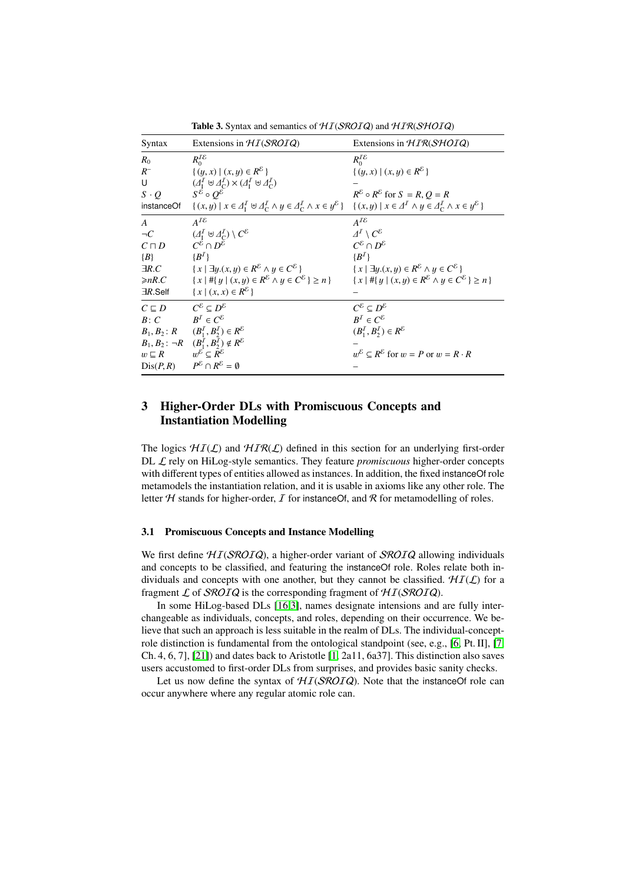**Table 3.** Syntax and semantics of $\mathcal{HI}(\mathcal{SROIQ})$ and $\mathcal{HIR}(\mathcal{SHOIQ})$

| Syntax | Extensions in $\mathcal{HI}(\mathcal{SROIQ})$ | Extensions in $\mathcal{HIR}(\mathcal{SHOIQ})$ |
|---|---|---|
| $R_0$ | $R_0^{\mathcal{IE}}$ | $R_0^{\mathcal{IE}}$ |
| $R^-$ | $\{(y,x) \mid (x,y) \in R^{\mathcal{E}}\}$ | $\{(y,x) \mid (x,y) \in R^{\mathcal{E}}\}$ |
| U | $(\Delta_{\mathrm{I}}^{\mathcal{I}} \uplus \Delta_{\mathrm{C}}^{\mathcal{I}}) \times (\Delta_{\mathrm{I}}^{\mathcal{I}} \uplus \Delta_{\mathrm{C}}^{\mathcal{I}})$ | – |
| $S \cdot Q$ | $S^{\mathcal{E}} \circ Q^{\mathcal{E}}$ | $R^{\mathcal{E}} \circ R^{\mathcal{E}}$ for $S = R, Q = R$ |
| instanceOf | $\{(x,y) \mid x \in \Delta_{\mathrm{I}}^{\mathcal{I}} \uplus \Delta_{\mathrm{C}}^{\mathcal{I}} \wedge y \in \Delta_{\mathrm{C}}^{\mathcal{I}} \wedge x \in y^{\mathcal{E}}\}$ | $\{(x,y) \mid x \in \Delta^{\mathcal{I}} \wedge y \in \Delta_{\mathrm{C}}^{\mathcal{I}} \wedge x \in y^{\mathcal{E}}\}$ |
| $A$ | $A^{\mathcal{IE}}$ | $A^{\mathcal{IE}}$ |
| $\neg C$ | $(\Delta_{\mathrm{I}}^{\mathcal{I}} \uplus \Delta_{\mathrm{C}}^{\mathcal{I}}) \setminus C^{\mathcal{E}}$ | $\Delta^{\mathcal{I}} \setminus C^{\mathcal{E}}$ |
| $C \sqcap D$ | $C^{\mathcal{E}} \cap D^{\mathcal{E}}$ | $C^{\mathcal{E}} \cap D^{\mathcal{E}}$ |
| $\{B\}$ | $\{B^{\mathcal{I}}\}$ | $\{B^{\mathcal{I}}\}$ |
| $\exists R.C$ | $\{x \mid \exists y.(x,y) \in R^{\mathcal{E}} \wedge y \in C^{\mathcal{E}}\}$ | $\{x \mid \exists y.(x,y) \in R^{\mathcal{E}} \wedge y \in C^{\mathcal{E}}\}$ |
| $\geqslant nR.C$ | $\{x \mid \#\{y \mid (x,y) \in R^{\mathcal{E}} \wedge y \in C^{\mathcal{E}}\} \geq n\}$ | $\{x \mid \#\{y \mid (x,y) \in R^{\mathcal{E}} \wedge y \in C^{\mathcal{E}}\} \geq n\}$ |
| $\exists R$.Self | $\{x \mid (x,x) \in R^{\mathcal{E}}\}$ | – |
| $C \sqsubseteq D$ | $C^{\mathcal{E}} \subseteq D^{\mathcal{E}}$ | $C^{\mathcal{E}} \subseteq D^{\mathcal{E}}$ |
| $B : C$ | $B^{\mathcal{I}} \in C^{\mathcal{E}}$ | $B^{\mathcal{I}} \in C^{\mathcal{E}}$ |
| $B_1, B_2 : R$ | $(B_1^{\mathcal{I}}, B_2^{\mathcal{I}}) \in R^{\mathcal{E}}$ | $(B_1^{\mathcal{I}}, B_2^{\mathcal{I}}) \in R^{\mathcal{E}}$ |
| $B_1, B_2 : \neg R$ | $(B_1^{\mathcal{I}}, B_2^{\mathcal{I}}) \notin R^{\mathcal{E}}$ | – |
| $w \sqsubseteq R$ | $w^{\mathcal{E}} \subseteq R^{\mathcal{E}}$ | $w^{\mathcal{E}} \subseteq R^{\mathcal{E}}$ for $w = P$ or $w = R \cdot R$ |
| $\mathrm{Dis}(P, R)$ | $P^{\mathcal{E}} \cap R^{\mathcal{E}} = \emptyset$ | – |

## 3 Higher-Order DLs with Promiscuous Concepts and Instantiation Modelling

The logics $\mathcal{HI}(\mathcal{L})$ and $\mathcal{HIR}(\mathcal{L})$ defined in this section for an underlying first-order DL $\mathcal{L}$ rely on HiLog-style semantics. They feature *promiscuous* higher-order concepts with different types of entities allowed as instances. In addition, the fixed instanceOf role metamodels the instantiation relation, and it is usable in axioms like any other role. The letter $\mathcal{H}$ stands for higher-order, $\mathcal{I}$ for instanceOf, and $\mathcal{R}$ for metamodelling of roles.

### 3.1 Promiscuous Concepts and Instance Modelling

We first define $\mathcal{HI}(\mathcal{SROIQ})$, a higher-order variant of $\mathcal{SROIQ}$ allowing individuals and concepts to be classified, and featuring the instanceOf role. Roles relate both individuals and concepts with one another, but they cannot be classified. $\mathcal{HI}(\mathcal{L})$ for a fragment $\mathcal{L}$ of $\mathcal{SROIQ}$ is the corresponding fragment of $\mathcal{HI}(\mathcal{SROIQ})$.

In some HiLog-based DLs [16,3], names designate intensions and are fully interchangeable as individuals, concepts, and roles, depending on their occurrence. We believe that such an approach is less suitable in the realm of DLs. The individual-concept-role distinction is fundamental from the ontological standpoint (see, e.g., [6, Pt. II], [7, Ch. 4, 6, 7], [21]) and dates back to Aristotle [1, 2a11, 6a37]. This distinction also saves users accustomed to first-order DLs from surprises, and provides basic sanity checks.

Let us now define the syntax of $\mathcal{HI}(\mathcal{SROIQ})$. Note that the instanceOf role can occur anywhere where any regular atomic role can.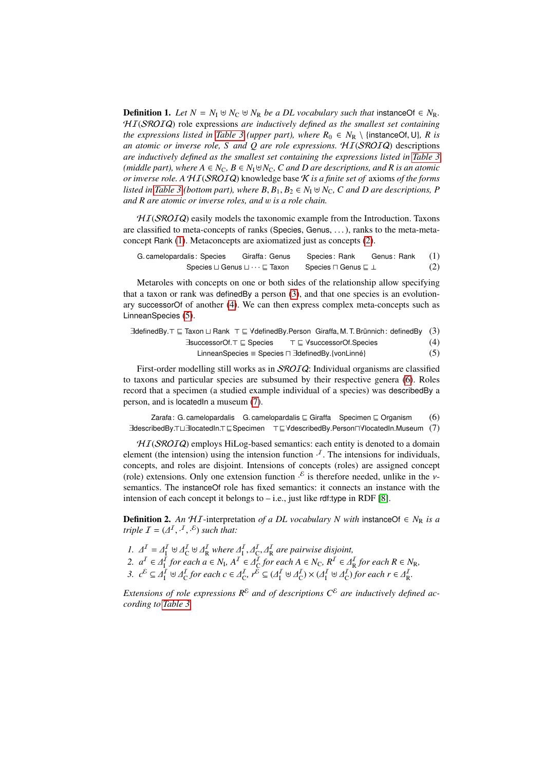**Definition 1.** *Let* $N = N_\mathrm{I} \uplus N_\mathrm{C} \uplus N_\mathrm{R}$ *be a DL vocabulary such that* instanceOf $\in N_\mathrm{R}$. $\mathcal{HI}(\mathcal{SROIQ})$ role expressions *are inductively defined as the smallest set containing the expressions listed in Table 3 (upper part), where* $R_0 \in N_\mathrm{R} \setminus \{\mathsf{instanceOf}, \mathsf{U}\}$*, R is an atomic or inverse role, S and Q are role expressions.* $\mathcal{HI}(\mathcal{SROIQ})$ descriptions *are inductively defined as the smallest set containing the expressions listed in Table 3 (middle part), where* $A \in N_\mathrm{C}$*,* $B \in N_\mathrm{I} \uplus N_\mathrm{C}$*, C and D are descriptions, and R is an atomic or inverse role. A* $\mathcal{HI}(\mathcal{SROIQ})$ knowledge base $\mathcal{K}$ *is a finite set of* axioms *of the forms listed in Table 3 (bottom part), where* $B, B_1, B_2 \in N_\mathrm{I} \uplus N_\mathrm{C}$*, C and D are descriptions, P and R are atomic or inverse roles, and w is a role chain.*

$\mathcal{HI}(\mathcal{SROIQ})$ easily models the taxonomic example from the Introduction. Taxons are classified to meta-concepts of ranks (Species, Genus, ...), ranks to the meta-meta-concept Rank (1). Metaconcepts are axiomatized just as concepts (2).

$$\mathsf{G.camelopardalis} : \mathsf{Species} \qquad \mathsf{Giraffa} : \mathsf{Genus} \qquad \mathsf{Species} : \mathsf{Rank} \qquad \mathsf{Genus} : \mathsf{Rank} \tag{1}$$

$$\mathsf{Species} \sqcup \mathsf{Genus} \sqcup \cdots \sqsubseteq \mathsf{Taxon} \qquad \mathsf{Species} \sqcap \mathsf{Genus} \sqsubseteq \bot \tag{2}$$

Metaroles with concepts on one or both sides of the relationship allow specifying that a taxon or rank was definedBy a person (3), and that one species is an evolutionary successorOf of another (4). We can then express complex meta-concepts such as LinneanSpecies (5).

$$\exists \mathsf{definedBy}.\top \sqsubseteq \mathsf{Taxon} \sqcup \mathsf{Rank} \quad \top \sqsubseteq \forall \mathsf{definedBy}.\mathsf{Person} \quad \mathsf{Giraffa}, \mathsf{M.T.Brünnich} : \mathsf{definedBy} \tag{3}$$

$$\exists \mathsf{successorOf}.\top \sqsubseteq \mathsf{Species} \qquad \top \sqsubseteq \forall \mathsf{successorOf}.\mathsf{Species} \tag{4}$$

$$\mathsf{LinneanSpecies} \equiv \mathsf{Species} \sqcap \exists \mathsf{definedBy}.\{\mathsf{vonLinné}\} \tag{5}$$

First-order modelling still works as in $\mathcal{SROIQ}$: Individual organisms are classified to taxons and particular species are subsumed by their respective genera (6). Roles record that a specimen (a studied example individual of a species) was describedBy a person, and is locatedIn a museum (7).

$$\mathsf{Zarafa} : \mathsf{G.camelopardalis} \quad \mathsf{G.camelopardalis} \sqsubseteq \mathsf{Giraffa} \quad \mathsf{Specimen} \sqsubseteq \mathsf{Organism} \tag{6}$$

$$\exists \mathsf{describedBy}.\top \sqcup \exists \mathsf{locatedIn}.\top \sqsubseteq \mathsf{Specimen} \quad \top \sqsubseteq \forall \mathsf{describedBy}.\mathsf{Person} \sqcap \forall \mathsf{locatedIn}.\mathsf{Museum} \tag{7}$$

$\mathcal{HI}(\mathcal{SROIQ})$ employs HiLog-based semantics: each entity is denoted to a domain element (the intension) using the intension function $\cdot^\mathcal{I}$. The intensions for individuals, concepts, and roles are disjoint. Intensions of concepts (roles) are assigned concept (role) extensions. Only one extension function $\cdot^\mathcal{E}$ is therefore needed, unlike in the $\nu$-semantics. The instanceOf role has fixed semantics: it connects an instance with the intension of each concept it belongs to – i.e., just like rdf:type in RDF [8].

**Definition 2.** *An* $\mathcal{HI}$*-interpretation of a DL vocabulary N with* instanceOf $\in N_\mathrm{R}$ *is a triple* $\mathcal{I} = (\Delta^\mathcal{I}, \cdot^\mathcal{I}, \cdot^\mathcal{E})$ *such that:*

1. $\Delta^\mathcal{I} = \Delta^\mathcal{I}_\mathrm{I} \uplus \Delta^\mathcal{I}_\mathrm{C} \uplus \Delta^\mathcal{I}_\mathrm{R}$ *where* $\Delta^\mathcal{I}_\mathrm{I}, \Delta^\mathcal{I}_\mathrm{C}, \Delta^\mathcal{I}_\mathrm{R}$ *are pairwise disjoint,*
2. $a^\mathcal{I} \in \Delta^\mathcal{I}_\mathrm{I}$ *for each* $a \in N_\mathrm{I}$*,* $A^\mathcal{I} \in \Delta^\mathcal{I}_\mathrm{C}$ *for each* $A \in N_\mathrm{C}$*,* $R^\mathcal{I} \in \Delta^\mathcal{I}_\mathrm{R}$ *for each* $R \in N_\mathrm{R}$*,*
3. $c^\mathcal{E} \subseteq \Delta^\mathcal{I}_\mathrm{I} \uplus \Delta^\mathcal{I}_\mathrm{C}$ *for each* $c \in \Delta^\mathcal{I}_\mathrm{C}$*,* $r^\mathcal{E} \subseteq (\Delta^\mathcal{I}_\mathrm{I} \uplus \Delta^\mathcal{I}_\mathrm{C}) \times (\Delta^\mathcal{I}_\mathrm{I} \uplus \Delta^\mathcal{I}_\mathrm{C})$ *for each* $r \in \Delta^\mathcal{I}_\mathrm{R}$.

*Extensions of role expressions* $R^\mathcal{E}$ *and of descriptions* $C^\mathcal{E}$ *are inductively defined according to Table 3.*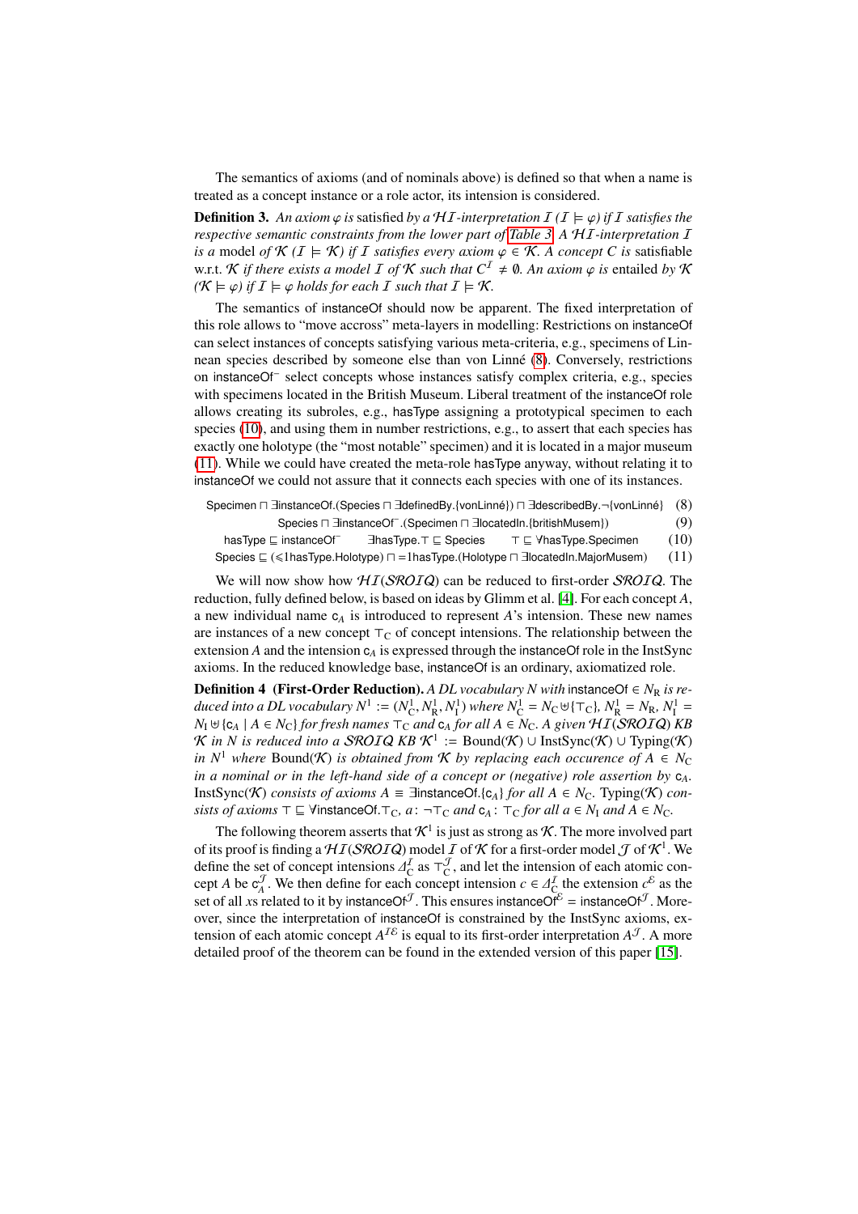The semantics of axioms (and of nominals above) is defined so that when a name is treated as a concept instance or a role actor, its intension is considered.

**Definition 3.** *An axiom $\varphi$ is* satisfied *by a $\mathcal{HI}$-interpretation $\mathcal{I}$ ($\mathcal{I} \models \varphi$) if $\mathcal{I}$ satisfies the respective semantic constraints from the lower part of Table 3. A $\mathcal{HI}$-interpretation $\mathcal{I}$ is a* model *of $\mathcal{K}$ ($\mathcal{I} \models \mathcal{K}$) if $\mathcal{I}$ satisfies every axiom $\varphi \in \mathcal{K}$. A concept $C$ is* satisfiable w.r.t. *$\mathcal{K}$ if there exists a model $\mathcal{I}$ of $\mathcal{K}$ such that $C^{\mathcal{I}} \neq \emptyset$. An axiom $\varphi$ is* entailed *by $\mathcal{K}$ ($\mathcal{K} \models \varphi$) if $\mathcal{I} \models \varphi$ holds for each $\mathcal{I}$ such that $\mathcal{I} \models \mathcal{K}$.*

The semantics of instanceOf should now be apparent. The fixed interpretation of this role allows to "move accross" meta-layers in modelling: Restrictions on instanceOf can select instances of concepts satisfying various meta-criteria, e.g., specimens of Linnean species described by someone else than von Linné (8). Conversely, restrictions on instanceOf$^{-}$ select concepts whose instances satisfy complex criteria, e.g., species with specimens located in the British Museum. Liberal treatment of the instanceOf role allows creating its subroles, e.g., hasType assigning a prototypical specimen to each species (10), and using them in number restrictions, e.g., to assert that each species has exactly one holotype (the "most notable" specimen) and it is located in a major museum (11). While we could have created the meta-role hasType anyway, without relating it to instanceOf we could not assure that it connects each species with one of its instances.

$$\mathsf{Specimen} \sqcap \exists \mathsf{instanceOf}.(\mathsf{Species} \sqcap \exists \mathsf{definedBy}.\{\mathsf{vonLinn\acute{e}}\}) \sqcap \exists \mathsf{describedBy}.\neg\{\mathsf{vonLinn\acute{e}}\} \quad (8)$$

$$\mathsf{Species} \sqcap \exists \mathsf{instanceOf}^{-}.(\mathsf{Specimen} \sqcap \exists \mathsf{locatedIn}.\{\mathsf{britishMusem}\}) \quad (9)$$

$$\mathsf{hasType} \sqsubseteq \mathsf{instanceOf}^{-} \qquad \exists \mathsf{hasType}.\top \sqsubseteq \mathsf{Species} \qquad \top \sqsubseteq \forall \mathsf{hasType}.\mathsf{Specimen} \quad (10)$$

$$\mathsf{Species} \sqsubseteq ({\leqslant}1\,\mathsf{hasType}.\mathsf{Holotype}) \sqcap {=}1\,\mathsf{hasType}.(\mathsf{Holotype} \sqcap \exists \mathsf{locatedIn}.\mathsf{MajorMusem}) \quad (11)$$

We will now show how $\mathcal{HI}(\mathcal{SROIQ})$ can be reduced to first-order $\mathcal{SROIQ}$. The reduction, fully defined below, is based on ideas by Glimm et al. [4]. For each concept $A$, a new individual name $\mathsf{c}_A$ is introduced to represent $A$'s intension. These new names are instances of a new concept $\top_{\mathrm{C}}$ of concept intensions. The relationship between the extension $A$ and the intension $\mathsf{c}_A$ is expressed through the instanceOf role in the InstSync axioms. In the reduced knowledge base, instanceOf is an ordinary, axiomatized role.

**Definition 4 (First-Order Reduction).** *A DL vocabulary $N$ with $\mathsf{instanceOf} \in N_{\mathrm{R}}$ is reduced into a DL vocabulary $N^1 := (N^1_{\mathrm{C}}, N^1_{\mathrm{R}}, N^1_{\mathrm{I}})$ where $N^1_{\mathrm{C}} = N_{\mathrm{C}} \uplus \{\top_{\mathrm{C}}\}$, $N^1_{\mathrm{R}} = N_{\mathrm{R}}$, $N^1_{\mathrm{I}} = N_{\mathrm{I}} \uplus \{\mathsf{c}_A \mid A \in N_{\mathrm{C}}\}$ for fresh names $\top_{\mathrm{C}}$ and $\mathsf{c}_A$ for all $A \in N_{\mathrm{C}}$. A given $\mathcal{HI}(\mathcal{SROIQ})$ KB $\mathcal{K}$ in $N$ is reduced into a $\mathcal{SROIQ}$ KB $\mathcal{K}^1 := \mathrm{Bound}(\mathcal{K}) \cup \mathrm{InstSync}(\mathcal{K}) \cup \mathrm{Typing}(\mathcal{K})$ in $N^1$ where $\mathrm{Bound}(\mathcal{K})$ is obtained from $\mathcal{K}$ by replacing each occurence of $A \in N_{\mathrm{C}}$ in a nominal or in the left-hand side of a concept or (negative) role assertion by $\mathsf{c}_A$. $\mathrm{InstSync}(\mathcal{K})$ consists of axioms $A \equiv \exists \mathsf{instanceOf}.\{\mathsf{c}_A\}$ for all $A \in N_{\mathrm{C}}$. $\mathrm{Typing}(\mathcal{K})$ consists of axioms $\top \sqsubseteq \forall \mathsf{instanceOf}.\top_{\mathrm{C}}$, $a\colon \neg\top_{\mathrm{C}}$ and $\mathsf{c}_A\colon \top_{\mathrm{C}}$ for all $a \in N_{\mathrm{I}}$ and $A \in N_{\mathrm{C}}$.*

The following theorem asserts that $\mathcal{K}^1$ is just as strong as $\mathcal{K}$. The more involved part of its proof is finding a $\mathcal{HI}(\mathcal{SROIQ})$ model $\mathcal{I}$ of $\mathcal{K}$ for a first-order model $\mathcal{J}$ of $\mathcal{K}^1$. We define the set of concept intensions $\Delta^{\mathcal{I}}_{\mathrm{C}}$ as $\top^{\mathcal{J}}_{\mathrm{C}}$, and let the intension of each atomic concept $A$ be $\mathsf{c}^{\mathcal{J}}_A$. We then define for each concept intension $c \in \Delta^{\mathcal{I}}_{\mathrm{C}}$ the extension $c^{\mathcal{E}}$ as the set of all $x$s related to it by $\mathsf{instanceOf}^{\mathcal{J}}$. This ensures $\mathsf{instanceOf}^{\mathcal{E}} = \mathsf{instanceOf}^{\mathcal{J}}$. Moreover, since the interpretation of instanceOf is constrained by the InstSync axioms, extension of each atomic concept $A^{\mathcal{IE}}$ is equal to its first-order interpretation $A^{\mathcal{J}}$. A more detailed proof of the theorem can be found in the extended version of this paper [15].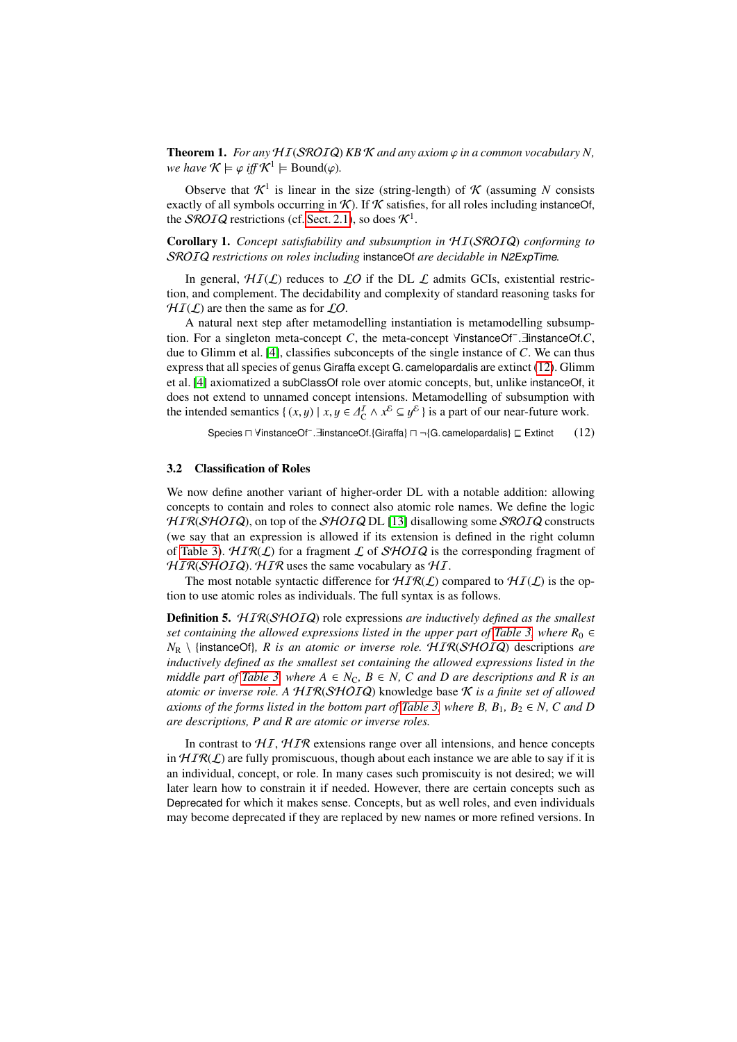**Theorem 1.** *For any $\mathcal{HI}(\mathcal{SROIQ})$ KB $\mathcal{K}$ and any axiom $\varphi$ in a common vocabulary $N$, we have $\mathcal{K} \models \varphi$ iff $\mathcal{K}^1 \models \text{Bound}(\varphi)$.*

Observe that $\mathcal{K}^1$ is linear in the size (string-length) of $\mathcal{K}$ (assuming $N$ consists exactly of all symbols occurring in $\mathcal{K}$). If $\mathcal{K}$ satisfies, for all roles including instanceOf, the $\mathcal{SROIQ}$ restrictions (cf. Sect. 2.1), so does $\mathcal{K}^1$.

**Corollary 1.** *Concept satisfiability and subsumption in $\mathcal{HI}(\mathcal{SROIQ})$ conforming to $\mathcal{SROIQ}$ restrictions on roles including* instanceOf *are decidable in* N2ExpTime.

In general, $\mathcal{HI}(\mathcal{L})$ reduces to $\mathcal{LO}$ if the DL $\mathcal{L}$ admits GCIs, existential restriction, and complement. The decidability and complexity of standard reasoning tasks for $\mathcal{HI}(\mathcal{L})$ are then the same as for $\mathcal{LO}$.

A natural next step after metamodelling instantiation is metamodelling subsumption. For a singleton meta-concept $C$, the meta-concept $\forall\text{instanceOf}^{-}.\exists\text{instanceOf}.C$, due to Glimm et al. [4], classifies subconcepts of the single instance of $C$. We can thus express that all species of genus Giraffa except G. camelopardalis are extinct (12). Glimm et al. [4] axiomatized a subClassOf role over atomic concepts, but, unlike instanceOf, it does not extend to unnamed concept intensions. Metamodelling of subsumption with the intended semantics $\{ (x, y) \mid x, y \in \Delta^{\mathcal{I}}_{\mathrm{C}} \wedge x^{\mathcal{E}} \subseteq y^{\mathcal{E}} \}$ is a part of our near-future work.

$$\text{Species} \sqcap \forall\text{instanceOf}^{-}.\exists\text{instanceOf}.\{\text{Giraffa}\} \sqcap \neg\{\text{G. camelopardalis}\} \sqsubseteq \text{Extinct} \qquad (12)$$

### 3.2 Classification of Roles

We now define another variant of higher-order DL with a notable addition: allowing concepts to contain and roles to connect also atomic role names. We define the logic $\mathcal{HIR}(\mathcal{SHOIQ})$, on top of the $\mathcal{SHOIQ}$ DL [13] disallowing some $\mathcal{SROIQ}$ constructs (we say that an expression is allowed if its extension is defined in the right column of Table 3). $\mathcal{HIR}(\mathcal{L})$ for a fragment $\mathcal{L}$ of $\mathcal{SHOIQ}$ is the corresponding fragment of $\mathcal{HIR}(\mathcal{SHOIQ})$. $\mathcal{HIR}$ uses the same vocabulary as $\mathcal{HI}$.

The most notable syntactic difference for $\mathcal{HIR}(\mathcal{L})$ compared to $\mathcal{HI}(\mathcal{L})$ is the option to use atomic roles as individuals. The full syntax is as follows.

**Definition 5.** *$\mathcal{HIR}(\mathcal{SHOIQ})$* role expressions *are inductively defined as the smallest set containing the allowed expressions listed in the upper part of Table 3, where $R_0 \in N_{\mathrm{R}} \setminus \{\text{instanceOf}\}$, $R$ is an atomic or inverse role. $\mathcal{HIR}(\mathcal{SHOIQ})$* descriptions *are inductively defined as the smallest set containing the allowed expressions listed in the middle part of Table 3, where $A \in N_{\mathrm{C}}$, $B \in N$, $C$ and $D$ are descriptions and $R$ is an atomic or inverse role. A $\mathcal{HIR}(\mathcal{SHOIQ})$ knowledge base $\mathcal{K}$ is a finite set of allowed axioms of the forms listed in the bottom part of Table 3, where $B$, $B_1$, $B_2 \in N$, $C$ and $D$ are descriptions, $P$ and $R$ are atomic or inverse roles.*

In contrast to $\mathcal{HI}$, $\mathcal{HIR}$ extensions range over all intensions, and hence concepts in $\mathcal{HIR}(\mathcal{L})$ are fully promiscuous, though about each instance we are able to say if it is an individual, concept, or role. In many cases such promiscuity is not desired; we will later learn how to constrain it if needed. However, there are certain concepts such as Deprecated for which it makes sense. Concepts, but as well roles, and even individuals may become deprecated if they are replaced by new names or more refined versions. In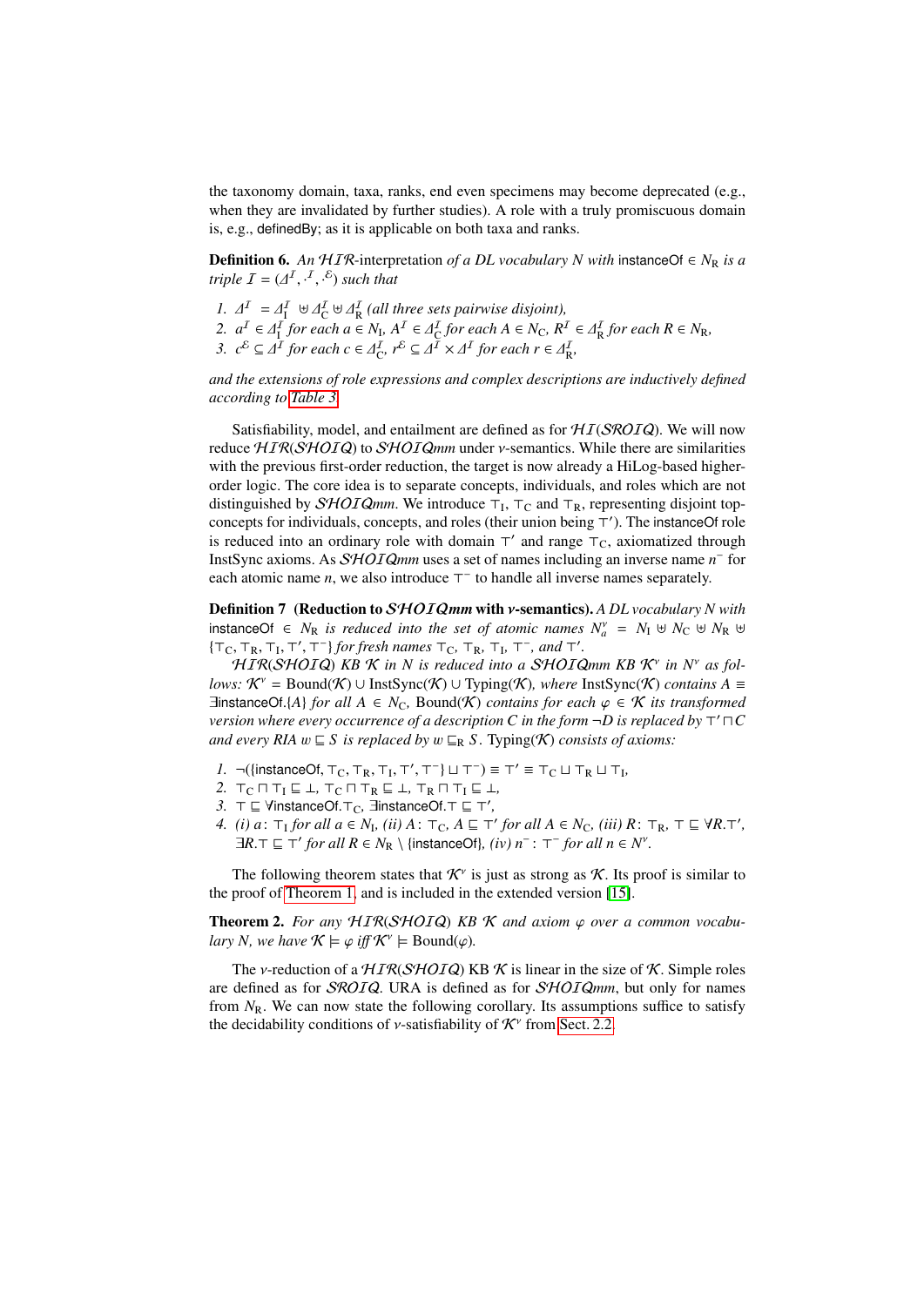the taxonomy domain, taxa, ranks, end even specimens may become deprecated (e.g., when they are invalidated by further studies). A role with a truly promiscuous domain is, e.g., definedBy; as it is applicable on both taxa and ranks.

**Definition 6.** *An $\mathcal{HIR}$-interpretation of a DL vocabulary $N$ with* instanceOf $\in N_R$ *is a triple* $\mathcal{I} = (\Delta^{\mathcal{I}}, \cdot^{\mathcal{I}}, \cdot^{\mathcal{E}})$ *such that*

1. $\Delta^{\mathcal{I}} = \Delta^{\mathcal{I}}_{\mathrm{I}} \uplus \Delta^{\mathcal{I}}_{\mathrm{C}} \uplus \Delta^{\mathcal{I}}_{\mathrm{R}}$ *(all three sets pairwise disjoint),*
2. $a^{\mathcal{I}} \in \Delta^{\mathcal{I}}_{\mathrm{I}}$ *for each* $a \in N_{\mathrm{I}}$, $A^{\mathcal{I}} \in \Delta^{\mathcal{I}}_{\mathrm{C}}$ *for each* $A \in N_{\mathrm{C}}$, $R^{\mathcal{I}} \in \Delta^{\mathcal{I}}_{\mathrm{R}}$ *for each* $R \in N_{\mathrm{R}}$,
3. $c^{\mathcal{E}} \subseteq \Delta^{\mathcal{I}}$ *for each* $c \in \Delta^{\mathcal{I}}_{\mathrm{C}}$, $r^{\mathcal{E}} \subseteq \Delta^{\mathcal{I}} \times \Delta^{\mathcal{I}}$ *for each* $r \in \Delta^{\mathcal{I}}_{\mathrm{R}}$,

*and the extensions of role expressions and complex descriptions are inductively defined according to Table 3.*

Satisfiability, model, and entailment are defined as for $\mathcal{HI}(\mathcal{SROIQ})$. We will now reduce $\mathcal{HIR}(\mathcal{SHOIQ})$ to $\mathcal{SHOIQ}mm$ under $\nu$-semantics. While there are similarities with the previous first-order reduction, the target is now already a HiLog-based higher-order logic. The core idea is to separate concepts, individuals, and roles which are not distinguished by $\mathcal{SHOIQ}mm$. We introduce $\top_{\mathrm{I}}$, $\top_{\mathrm{C}}$ and $\top_{\mathrm{R}}$, representing disjoint top-concepts for individuals, concepts, and roles (their union being $\top'$). The instanceOf role is reduced into an ordinary role with domain $\top'$ and range $\top_{\mathrm{C}}$, axiomatized through InstSync axioms. As $\mathcal{SHOIQ}mm$ uses a set of names including an inverse name $n^-$ for each atomic name $n$, we also introduce $\top^-$ to handle all inverse names separately.

**Definition 7 (Reduction to $\mathcal{SHOIQ}mm$ with $\nu$-semantics).** *A DL vocabulary $N$ with* instanceOf $\in N_R$ *is reduced into the set of atomic names* $N^{\nu}_a = N_{\mathrm{I}} \uplus N_{\mathrm{C}} \uplus N_{\mathrm{R}} \uplus \{\top_{\mathrm{C}}, \top_{\mathrm{R}}, \top_{\mathrm{I}}, \top', \top^-\}$ *for fresh names* $\top_{\mathrm{C}}$, $\top_{\mathrm{R}}$, $\top_{\mathrm{I}}$, $\top^-$, *and* $\top'$.

*$\mathcal{HIR}(\mathcal{SHOIQ})$ KB $\mathcal{K}$ in $N$ is reduced into a $\mathcal{SHOIQ}mm$ KB $\mathcal{K}^{\nu}$ in $N^{\nu}$ as follows:* $\mathcal{K}^{\nu} = \mathrm{Bound}(\mathcal{K}) \cup \mathrm{InstSync}(\mathcal{K}) \cup \mathrm{Typing}(\mathcal{K})$*, where* $\mathrm{InstSync}(\mathcal{K})$ *contains* $A \equiv \exists\mathsf{instanceOf}.\{A\}$ *for all* $A \in N_{\mathrm{C}}$, $\mathrm{Bound}(\mathcal{K})$ *contains for each* $\varphi \in \mathcal{K}$ *its transformed version where every occurrence of a description $C$ in the form $\neg D$ is replaced by* $\top' \sqcap C$ *and every RIA* $w \sqsubseteq S$ *is replaced by* $w \sqsubseteq_{\mathrm{R}} S$. $\mathrm{Typing}(\mathcal{K})$ *consists of axioms:*

1. $\neg(\{\mathsf{instanceOf}, \top_{\mathrm{C}}, \top_{\mathrm{R}}, \top_{\mathrm{I}}, \top', \top^-\} \sqcup \top^-) \equiv \top' \equiv \top_{\mathrm{C}} \sqcup \top_{\mathrm{R}} \sqcup \top_{\mathrm{I}}$,
2. $\top_{\mathrm{C}} \sqcap \top_{\mathrm{I}} \sqsubseteq \bot$, $\top_{\mathrm{C}} \sqcap \top_{\mathrm{R}} \sqsubseteq \bot$, $\top_{\mathrm{R}} \sqcap \top_{\mathrm{I}} \sqsubseteq \bot$,
3. $\top \sqsubseteq \forall\mathsf{instanceOf}.\top_{\mathrm{C}}$, $\exists\mathsf{instanceOf}.\top \sqsubseteq \top'$,
4. *(i)* $a : \top_{\mathrm{I}}$ *for all* $a \in N_{\mathrm{I}}$, *(ii)* $A : \top_{\mathrm{C}}$, $A \sqsubseteq \top'$ *for all* $A \in N_{\mathrm{C}}$, *(iii)* $R : \top_{\mathrm{R}}$, $\top \sqsubseteq \forall R.\top'$, $\exists R.\top \sqsubseteq \top'$ *for all* $R \in N_{\mathrm{R}} \setminus \{\mathsf{instanceOf}\}$, *(iv)* $n^- : \top^-$ *for all* $n \in N^{\nu}$.

The following theorem states that $\mathcal{K}^{\nu}$ is just as strong as $\mathcal{K}$. Its proof is similar to the proof of Theorem 1, and is included in the extended version [15].

**Theorem 2.** *For any $\mathcal{HIR}(\mathcal{SHOIQ})$ KB $\mathcal{K}$ and axiom $\varphi$ over a common vocabulary $N$, we have* $\mathcal{K} \models \varphi$ *iff* $\mathcal{K}^{\nu} \models \mathrm{Bound}(\varphi)$.

The $\nu$-reduction of a $\mathcal{HIR}(\mathcal{SHOIQ})$ KB $\mathcal{K}$ is linear in the size of $\mathcal{K}$. Simple roles are defined as for $\mathcal{SROIQ}$. URA is defined as for $\mathcal{SHOIQ}mm$, but only for names from $N_{\mathrm{R}}$. We can now state the following corollary. Its assumptions suffice to satisfy the decidability conditions of $\nu$-satisfiability of $\mathcal{K}^{\nu}$ from Sect. 2.2.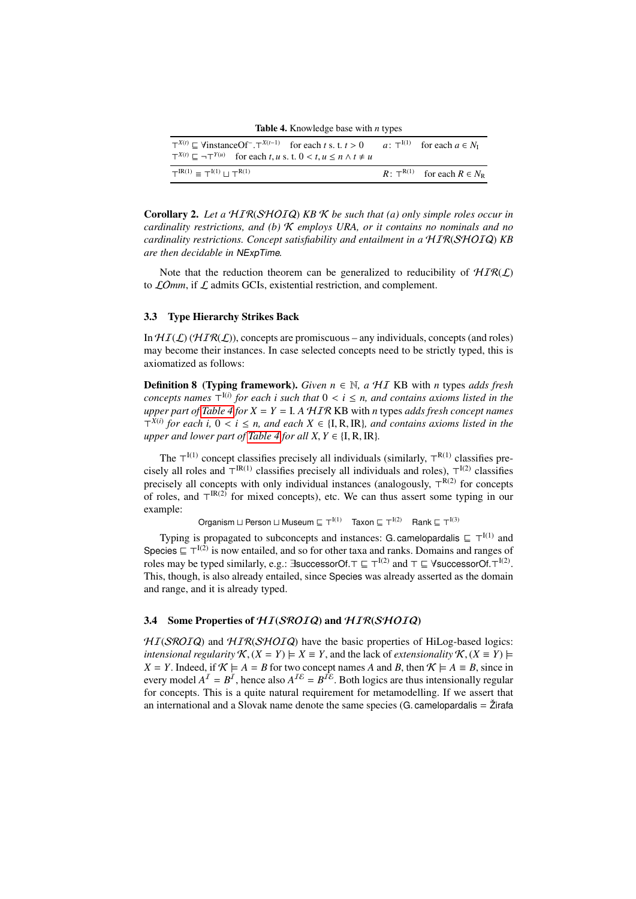**Table 4.** Knowledge base with $n$ types

| | |
|---|---|
| $\top^{X(t)} \sqsubseteq \forall \text{instanceOf}^{-}.\top^{X(t-1)}$ for each $t$ s. t. $t > 0$ <br> $\top^{X(t)} \sqsubseteq \neg\top^{Y(u)}$ for each $t, u$ s. t. $0 < t, u \leq n \land t \neq u$ | $a \colon \top^{\text{I}(1)}$ for each $a \in N_{\text{I}}$ |
| $\top^{\text{IR}(1)} \equiv \top^{\text{I}(1)} \sqcup \top^{\text{R}(1)}$ | $R \colon \top^{\text{R}(1)}$ for each $R \in N_{\text{R}}$ |

**Corollary 2.** *Let a $\mathcal{HIR}(\mathcal{SHOIQ})$ KB $\mathcal{K}$ be such that (a) only simple roles occur in cardinality restrictions, and (b) $\mathcal{K}$ employs URA, or it contains no nominals and no cardinality restrictions. Concept satisfiability and entailment in a $\mathcal{HIR}(\mathcal{SHOIQ})$ KB are then decidable in* NExpTime*.*

Note that the reduction theorem can be generalized to reducibility of $\mathcal{HIR}(\mathcal{L})$ to $\mathcal{LO}mm$, if $\mathcal{L}$ admits GCIs, existential restriction, and complement.

### 3.3 Type Hierarchy Strikes Back

In $\mathcal{HI}(\mathcal{L})$ ($\mathcal{HIR}(\mathcal{L})$), concepts are promiscuous – any individuals, concepts (and roles) may become their instances. In case selected concepts need to be strictly typed, this is axiomatized as follows:

**Definition 8 (Typing framework).** *Given $n \in \mathbb{N}$, a $\mathcal{HI}$ KB with $n$ types adds fresh concepts names $\top^{\text{I}(i)}$ for each $i$ such that $0 < i \leq n$, and contains axioms listed in the upper part of Table 4 for $X = Y = \text{I}$. A $\mathcal{HIR}$ KB with $n$ types adds fresh concept names $\top^{X(i)}$ for each $i$, $0 < i \leq n$, and each $X \in \{\text{I}, \text{R}, \text{IR}\}$, and contains axioms listed in the upper and lower part of Table 4 for all $X, Y \in \{\text{I}, \text{R}, \text{IR}\}$.*

The $\top^{\text{I}(1)}$ concept classifies precisely all individuals (similarly, $\top^{\text{R}(1)}$ classifies precisely all roles and $\top^{\text{IR}(1)}$ classifies precisely all individuals and roles), $\top^{\text{I}(2)}$ classifies precisely all concepts with only individual instances (analogously, $\top^{\text{R}(2)}$ for concepts of roles, and $\top^{\text{IR}(2)}$ for mixed concepts), etc. We can thus assert some typing in our example:

$$\text{Organism} \sqcup \text{Person} \sqcup \text{Museum} \sqsubseteq \top^{\text{I}(1)} \quad \text{Taxon} \sqsubseteq \top^{\text{I}(2)} \quad \text{Rank} \sqsubseteq \top^{\text{I}(3)}$$

Typing is propagated to subconcepts and instances: $\text{G.camelopardalis} \sqsubseteq \top^{\text{I}(1)}$ and $\text{Species} \sqsubseteq \top^{\text{I}(2)}$ is now entailed, and so for other taxa and ranks. Domains and ranges of roles may be typed similarly, e.g.: $\exists \text{successorOf}.\top \sqsubseteq \top^{\text{I}(2)}$ and $\top \sqsubseteq \forall \text{successorOf}.\top^{\text{I}(2)}$. This, though, is also already entailed, since Species was already asserted as the domain and range, and it is already typed.

### 3.4 Some Properties of $\mathcal{HI}(\mathcal{SROIQ})$ and $\mathcal{HIR}(\mathcal{SHOIQ})$

$\mathcal{HI}(\mathcal{SROIQ})$ and $\mathcal{HIR}(\mathcal{SHOIQ})$ have the basic properties of HiLog-based logics: *intensional regularity* $\mathcal{K}, (X = Y) \models X \equiv Y$, and the lack of *extensionality* $\mathcal{K}, (X \equiv Y) \models X = Y$. Indeed, if $\mathcal{K} \models A = B$ for two concept names $A$ and $B$, then $\mathcal{K} \models A \equiv B$, since in every model $A^{\mathcal{I}} = B^{\mathcal{I}}$, hence also $A^{\mathcal{IE}} = B^{\mathcal{IE}}$. Both logics are thus intensionally regular for concepts. This is a quite natural requirement for metamodelling. If we assert that an international and a Slovak name denote the same species (G.camelopardalis = Žirafa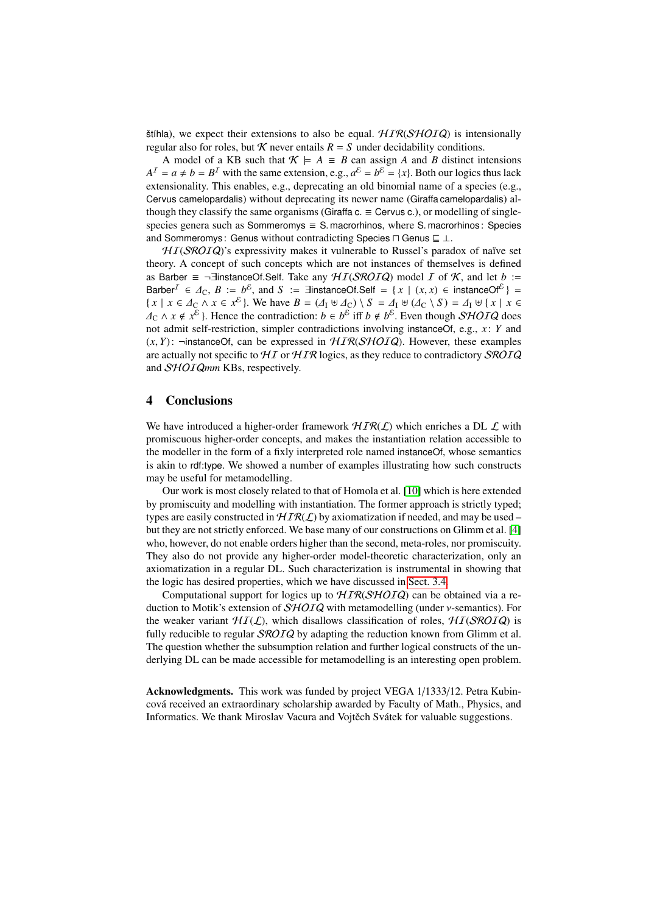štíhla), we expect their extensions to also be equal. $\mathcal{HIR}(\mathcal{SHOIQ})$ is intensionally regular also for roles, but $\mathcal{K}$ never entails $R = S$ under decidability conditions.

A model of a KB such that $\mathcal{K} \models A \equiv B$ can assign $A$ and $B$ distinct intensions $A^{\mathcal{I}} = a \neq b = B^{\mathcal{I}}$ with the same extension, e.g., $a^{\mathcal{E}} = b^{\mathcal{E}} = \{x\}$. Both our logics thus lack extensionality. This enables, e.g., deprecating an old binomial name of a species (e.g., Cervus camelopardalis) without deprecating its newer name (Giraffa camelopardalis) although they classify the same organisms (Giraffa c. $\equiv$ Cervus c.), or modelling of single-species genera such as Sommeromys $\equiv$ S. macrorhinos, where S. macrorhinos : Species and Sommeromys : Genus without contradicting Species $\sqcap$ Genus $\sqsubseteq \bot$.

$\mathcal{HI}(\mathcal{SROIQ})$'s expressivity makes it vulnerable to Russel's paradox of naïve set theory. A concept of such concepts which are not instances of themselves is defined as Barber $\equiv \neg\exists$instanceOf.Self. Take any $\mathcal{HI}(\mathcal{SROIQ})$ model $\mathcal{I}$ of $\mathcal{K}$, and let $b :=$ Barber$^{\mathcal{I}} \in \Delta_{\mathrm{C}}$, $B := b^{\mathcal{E}}$, and $S := \exists$instanceOf.Self $= \{ x \mid (x, x) \in \text{instanceOf}^{\mathcal{E}} \} = \{ x \mid x \in \Delta_{\mathrm{C}} \wedge x \in x^{\mathcal{E}} \}$. We have $B = (\Delta_{\mathrm{I}} \uplus \Delta_{\mathrm{C}}) \setminus S = \Delta_{\mathrm{I}} \uplus (\Delta_{\mathrm{C}} \setminus S) = \Delta_{\mathrm{I}} \uplus \{ x \mid x \in \Delta_{\mathrm{C}} \wedge x \notin x^{\mathcal{E}} \}$. Hence the contradiction: $b \in b^{\mathcal{E}}$ iff $b \notin b^{\mathcal{E}}$. Even though $\mathcal{SHOIQ}$ does not admit self-restriction, simpler contradictions involving instanceOf, e.g., $x\colon Y$ and $(x, Y)\colon \neg$instanceOf, can be expressed in $\mathcal{HIR}(\mathcal{SHOIQ})$. However, these examples are actually not specific to $\mathcal{HI}$ or $\mathcal{HIR}$ logics, as they reduce to contradictory $\mathcal{SROIQ}$ and $\mathcal{SHOIQ}mm$ KBs, respectively.

## 4 Conclusions

We have introduced a higher-order framework $\mathcal{HIR}(\mathcal{L})$ which enriches a DL $\mathcal{L}$ with promiscuous higher-order concepts, and makes the instantiation relation accessible to the modeller in the form of a fixly interpreted role named instanceOf, whose semantics is akin to rdf:type. We showed a number of examples illustrating how such constructs may be useful for metamodelling.

Our work is most closely related to that of Homola et al. [10] which is here extended by promiscuity and modelling with instantiation. The former approach is strictly typed; types are easily constructed in $\mathcal{HIR}(\mathcal{L})$ by axiomatization if needed, and may be used – but they are not strictly enforced. We base many of our constructions on Glimm et al. [4] who, however, do not enable orders higher than the second, meta-roles, nor promiscuity. They also do not provide any higher-order model-theoretic characterization, only an axiomatization in a regular DL. Such characterization is instrumental in showing that the logic has desired properties, which we have discussed in Sect. 3.4.

Computational support for logics up to $\mathcal{HIR}(\mathcal{SHOIQ})$ can be obtained via a reduction to Motik's extension of $\mathcal{SHOIQ}$ with metamodelling (under $\nu$-semantics). For the weaker variant $\mathcal{HI}(\mathcal{L})$, which disallows classification of roles, $\mathcal{HI}(\mathcal{SROIQ})$ is fully reducible to regular $\mathcal{SROIQ}$ by adapting the reduction known from Glimm et al. The question whether the subsumption relation and further logical constructs of the underlying DL can be made accessible for metamodelling is an interesting open problem.

**Acknowledgments.** This work was funded by project VEGA 1/1333/12. Petra Kubincová received an extraordinary scholarship awarded by Faculty of Math., Physics, and Informatics. We thank Miroslav Vacura and Vojtěch Svátek for valuable suggestions.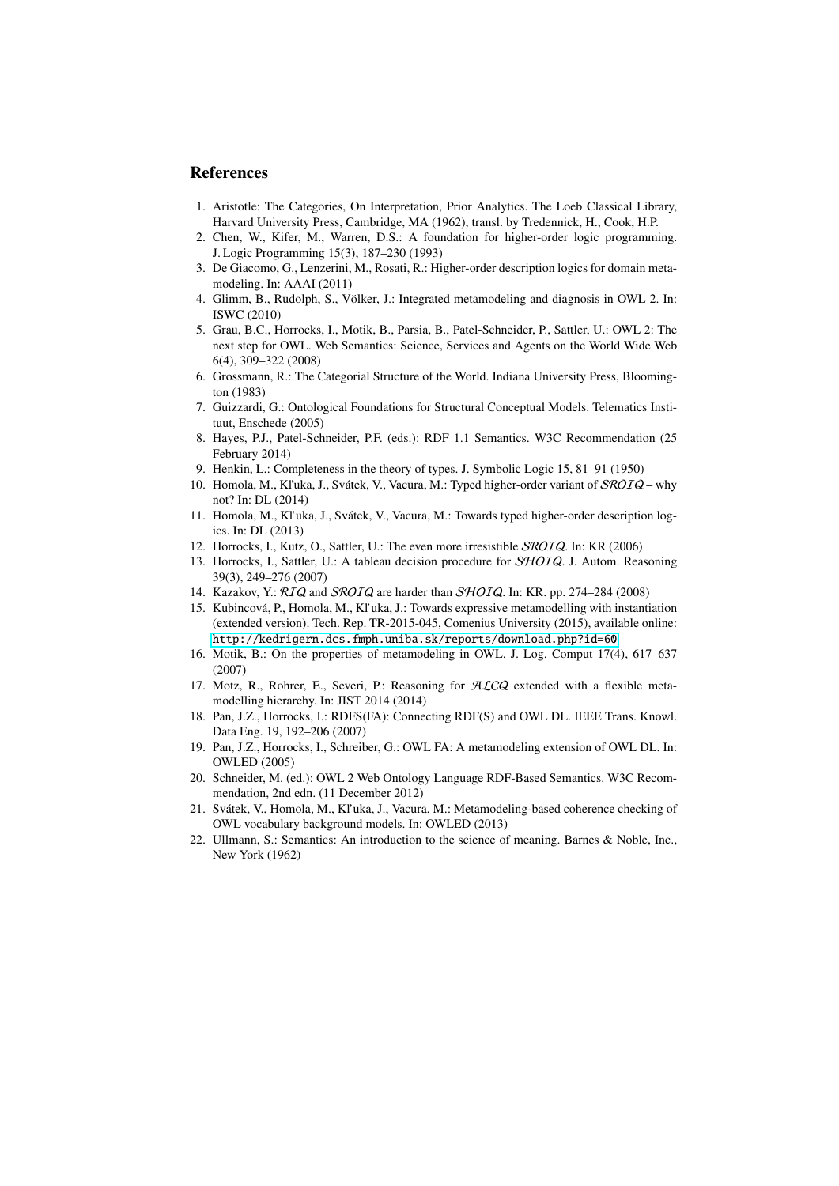## References

1. Aristotle: The Categories, On Interpretation, Prior Analytics. The Loeb Classical Library, Harvard University Press, Cambridge, MA (1962), transl. by Tredennick, H., Cook, H.P.
2. Chen, W., Kifer, M., Warren, D.S.: A foundation for higher-order logic programming. J. Logic Programming 15(3), 187–230 (1993)
3. De Giacomo, G., Lenzerini, M., Rosati, R.: Higher-order description logics for domain metamodeling. In: AAAI (2011)
4. Glimm, B., Rudolph, S., Völker, J.: Integrated metamodeling and diagnosis in OWL 2. In: ISWC (2010)
5. Grau, B.C., Horrocks, I., Motik, B., Parsia, B., Patel-Schneider, P., Sattler, U.: OWL 2: The next step for OWL. Web Semantics: Science, Services and Agents on the World Wide Web 6(4), 309–322 (2008)
6. Grossmann, R.: The Categorial Structure of the World. Indiana University Press, Bloomington (1983)
7. Guizzardi, G.: Ontological Foundations for Structural Conceptual Models. Telematics Instituut, Enschede (2005)
8. Hayes, P.J., Patel-Schneider, P.F. (eds.): RDF 1.1 Semantics. W3C Recommendation (25 February 2014)
9. Henkin, L.: Completeness in the theory of types. J. Symbolic Logic 15, 81–91 (1950)
10. Homola, M., Kľuka, J., Svátek, V., Vacura, M.: Typed higher-order variant of $\mathcal{SROIQ}$ – why not? In: DL (2014)
11. Homola, M., Kľuka, J., Svátek, V., Vacura, M.: Towards typed higher-order description logics. In: DL (2013)
12. Horrocks, I., Kutz, O., Sattler, U.: The even more irresistible $\mathcal{SROIQ}$. In: KR (2006)
13. Horrocks, I., Sattler, U.: A tableau decision procedure for $\mathcal{SHOIQ}$. J. Autom. Reasoning 39(3), 249–276 (2007)
14. Kazakov, Y.: $\mathcal{RIQ}$ and $\mathcal{SROIQ}$ are harder than $\mathcal{SHOIQ}$. In: KR. pp. 274–284 (2008)
15. Kubincová, P., Homola, M., Kľuka, J.: Towards expressive metamodelling with instantiation (extended version). Tech. Rep. TR-2015-045, Comenius University (2015), available online: http://kedrigern.dcs.fmph.uniba.sk/reports/download.php?id=60
16. Motik, B.: On the properties of metamodeling in OWL. J. Log. Comput 17(4), 617–637 (2007)
17. Motz, R., Rohrer, E., Severi, P.: Reasoning for $\mathcal{ALCQ}$ extended with a flexible metamodelling hierarchy. In: JIST 2014 (2014)
18. Pan, J.Z., Horrocks, I.: RDFS(FA): Connecting RDF(S) and OWL DL. IEEE Trans. Knowl. Data Eng. 19, 192–206 (2007)
19. Pan, J.Z., Horrocks, I., Schreiber, G.: OWL FA: A metamodeling extension of OWL DL. In: OWLED (2005)
20. Schneider, M. (ed.): OWL 2 Web Ontology Language RDF-Based Semantics. W3C Recommendation, 2nd edn. (11 December 2012)
21. Svátek, V., Homola, M., Kľuka, J., Vacura, M.: Metamodeling-based coherence checking of OWL vocabulary background models. In: OWLED (2013)
22. Ullmann, S.: Semantics: An introduction to the science of meaning. Barnes & Noble, Inc., New York (1962)